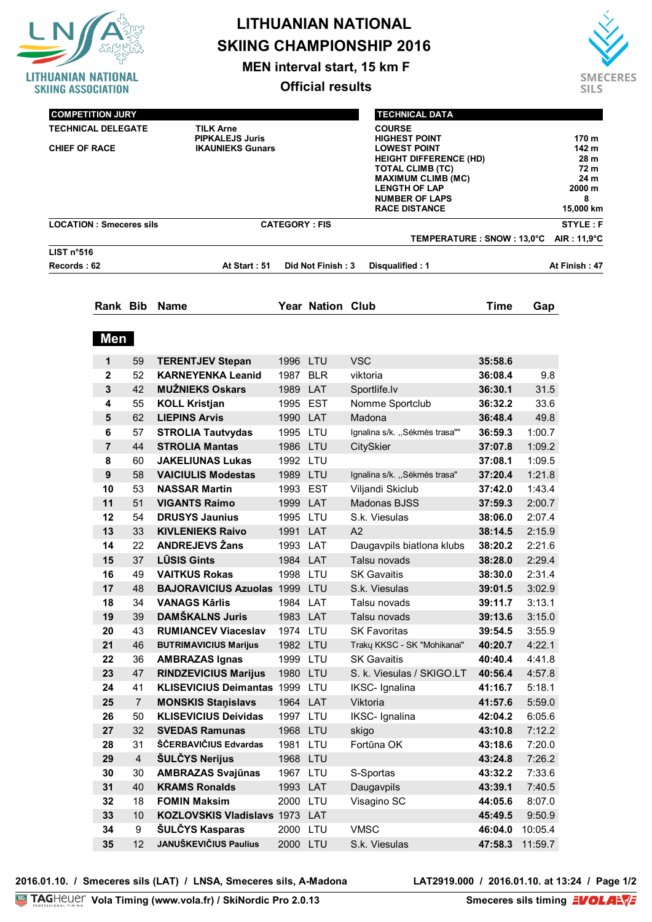# LITHUANIAN NATIONAL SKIING CHAMPIONSHIP 2016

## MEN interval start, 15 km F

## Official results

| COMPETITION JURY | |
|---|---|
| TECHNICAL DELEGATE | TILK Arne |
| | PIPKALEJS Juris |
| CHIEF OF RACE | IKAUNIEKS Gunars |

| TECHNICAL DATA | |
|---|---|
| COURSE | |
| HIGHEST POINT | 170 m |
| LOWEST POINT | 142 m |
| HEIGHT DIFFERENCE (HD) | 28 m |
| TOTAL CLIMB (TC) | 72 m |
| MAXIMUM CLIMB (MC) | 24 m |
| LENGTH OF LAP | 2000 m |
| NUMBER OF LAPS | 8 |
| RACE DISTANCE | 15,000 km |

**LOCATION : Smeceres sils** **CATEGORY : FIS** **STYLE : F**

**TEMPERATURE : SNOW : 13,0°C AIR : 11,9°C**

**LIST n°516**

**Records : 62** **At Start : 51** **Did Not Finish : 3** **Disqualified : 1** **At Finish : 47**

## Men

| Rank | Bib | Name | Year | Nation | Club | Time | Gap |
|---|---|---|---|---|---|---|---|
| 1 | 59 | TERENTJEV Stepan | 1996 | LTU | VSC | 35:58.6 | |
| 2 | 52 | KARNEYENKA Leanid | 1987 | BLR | viktoria | 36:08.4 | 9.8 |
| 3 | 42 | MUŽNIEKS Oskars | 1989 | LAT | Sportlife.lv | 36:30.1 | 31.5 |
| 4 | 55 | KOLL Kristjan | 1995 | EST | Nomme Sportclub | 36:32.2 | 33.6 |
| 5 | 62 | LIEPINS Arvis | 1990 | LAT | Madona | 36:48.4 | 49.8 |
| 6 | 57 | STROLIA Tautvydas | 1995 | LTU | Ignalina s/k. ,,Sėkmės trasa"" | 36:59.3 | 1:00.7 |
| 7 | 44 | STROLIA Mantas | 1986 | LTU | CitySkier | 37:07.8 | 1:09.2 |
| 8 | 60 | JAKELIUNAS Lukas | 1992 | LTU | | 37:08.1 | 1:09.5 |
| 9 | 58 | VAICIULIS Modestas | 1989 | LTU | Ignalina s/k. ,,Sėkmės trasa" | 37:20.4 | 1:21.8 |
| 10 | 53 | NASSAR Martin | 1993 | EST | Viljandi Skiclub | 37:42.0 | 1:43.4 |
| 11 | 51 | VIGANTS Raimo | 1999 | LAT | Madonas BJSS | 37:59.3 | 2:00.7 |
| 12 | 54 | DRUSYS Jaunius | 1995 | LTU | S.k. Viesulas | 38:06.0 | 2:07.4 |
| 13 | 33 | KIVLENIEKS Raivo | 1991 | LAT | A2 | 38:14.5 | 2:15.9 |
| 14 | 22 | ANDREJEVS Žans | 1993 | LAT | Daugavpils biatlona klubs | 38:20.2 | 2:21.6 |
| 15 | 37 | LŪSIS Gints | 1984 | LAT | Talsu novads | 38:28.0 | 2:29.4 |
| 16 | 49 | VAITKUS Rokas | 1998 | LTU | SK Gavaitis | 38:30.0 | 2:31.4 |
| 17 | 48 | BAJORAVICIUS Azuolas | 1999 | LTU | S.k. Viesulas | 39:01.5 | 3:02.9 |
| 18 | 34 | VANAGS Kārlis | 1984 | LAT | Talsu novads | 39:11.7 | 3:13.1 |
| 19 | 39 | DAMŠKALNS Juris | 1983 | LAT | Talsu novads | 39:13.6 | 3:15.0 |
| 20 | 43 | RUMIANCEV Viaceslav | 1974 | LTU | SK Favoritas | 39:54.5 | 3:55.9 |
| 21 | 46 | BUTRIMAVICIUS Marijus | 1982 | LTU | Trakų KKSC - SK "Mohikanai" | 40:20.7 | 4:22.1 |
| 22 | 36 | AMBRAZAS Ignas | 1999 | LTU | SK Gavaitis | 40:40.4 | 4:41.8 |
| 23 | 47 | RINDZEVICIUS Marijus | 1980 | LTU | S. k. Viesulas / SKIGO.LT | 40:56.4 | 4:57.8 |
| 24 | 41 | KLISEVICIUS Deimantas | 1999 | LTU | IKSC- Ignalina | 41:16.7 | 5:18.1 |
| 25 | 7 | MONSKIS Staņislavs | 1964 | LAT | Viktoria | 41:57.6 | 5:59.0 |
| 26 | 50 | KLISEVICIUS Deividas | 1997 | LTU | IKSC- Ignalina | 42:04.2 | 6:05.6 |
| 27 | 32 | SVEDAS Ramunas | 1968 | LTU | skigo | 43:10.8 | 7:12.2 |
| 28 | 31 | ŠČERBAVIČIUS Edvardas | 1981 | LTU | Fortūna OK | 43:18.6 | 7:20.0 |
| 29 | 4 | ŠULČYS Nerijus | 1968 | LTU | | 43:24.8 | 7:26.2 |
| 30 | 30 | AMBRAZAS Svajūnas | 1967 | LTU | S-Sportas | 43:32.2 | 7:33.6 |
| 31 | 40 | KRAMS Ronalds | 1993 | LAT | Daugavpils | 43:39.1 | 7:40.5 |
| 32 | 18 | FOMIN Maksim | 2000 | LTU | Visagino SC | 44:05.6 | 8:07.0 |
| 33 | 10 | KOZLOVSKIS Vladislavs | 1973 | LAT | | 45:49.5 | 9:50.9 |
| 34 | 9 | ŠULČYS Kasparas | 2000 | LTU | VMSC | 46:04.0 | 10:05.4 |
| 35 | 12 | JANUŠKEVIČIUS Paulius | 2000 | LTU | S.k. Viesulas | 47:58.3 | 11:59.7 |

2016.01.10. / Smeceres sils (LAT) / LNSA, Smeceres sils, A-Madona LAT2919.000 / 2016.01.10. at 13:24

Vola Timing (www.vola.fr) / SkiNordic Pro 2.0.13 Smeceres sils timing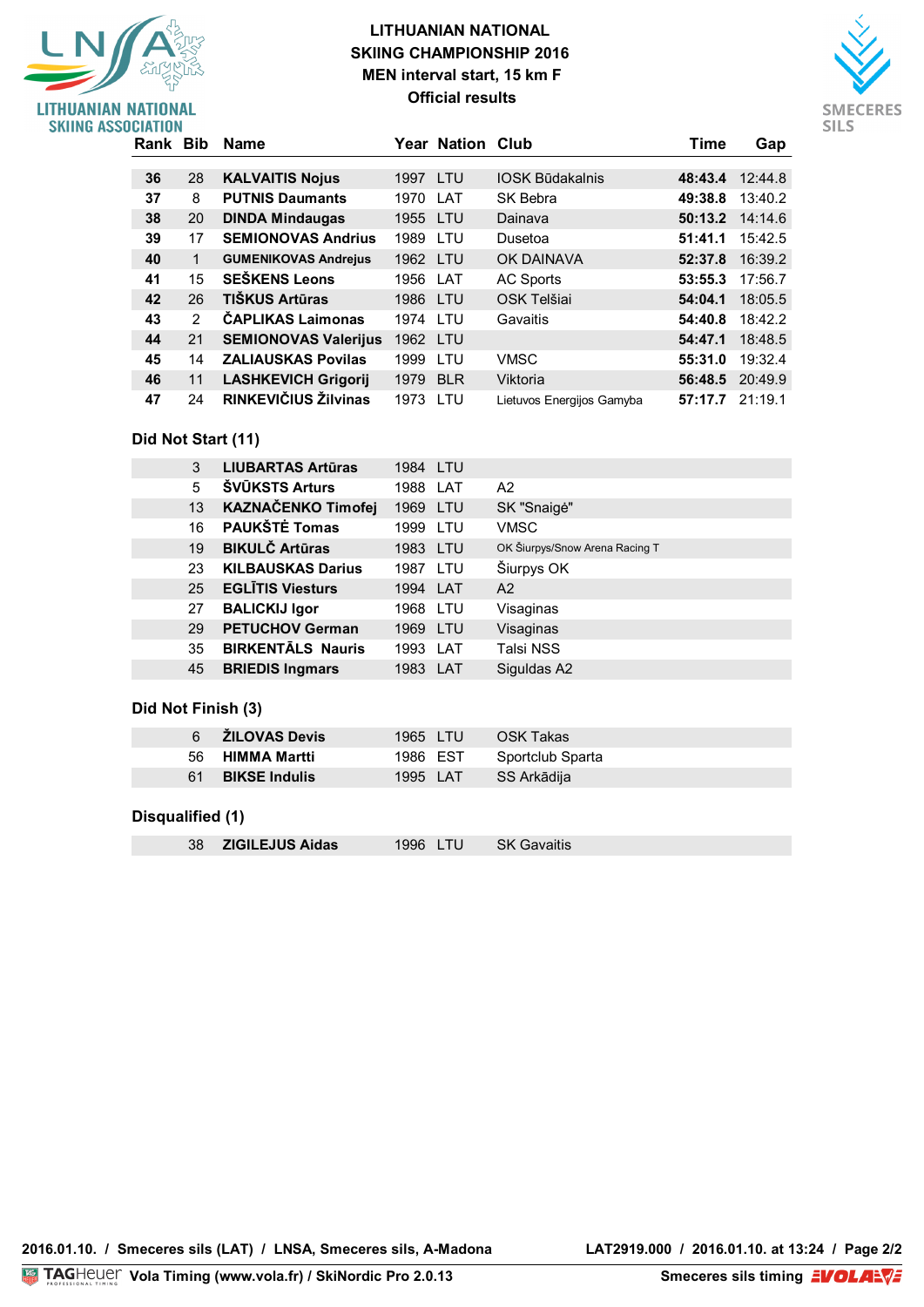# LITHUANIAN NATIONAL SKIING CHAMPIONSHIP 2016

## MEN interval start, 15 km F

### Official results

| Rank | Bib | Name | Year | Nation | Club | Time | Gap |
|---|---|---|---|---|---|---|---|
| 36 | 28 | **KALVAITIS Nojus** | 1997 | LTU | IOSK Būdakalnis | **48:43.4** | 12:44.8 |
| 37 | 8 | **PUTNIS Daumants** | 1970 | LAT | SK Bebra | **49:38.8** | 13:40.2 |
| 38 | 20 | **DINDA Mindaugas** | 1955 | LTU | Dainava | **50:13.2** | 14:14.6 |
| 39 | 17 | **SEMIONOVAS Andrius** | 1989 | LTU | Dusetoa | **51:41.1** | 15:42.5 |
| 40 | 1 | **GUMENIKOVAS Andrejus** | 1962 | LTU | OK DAINAVA | **52:37.8** | 16:39.2 |
| 41 | 15 | **SEŠKENS Leons** | 1956 | LAT | AC Sports | **53:55.3** | 17:56.7 |
| 42 | 26 | **TIŠKUS Artūras** | 1986 | LTU | OSK Telšiai | **54:04.1** | 18:05.5 |
| 43 | 2 | **ČAPLIKAS Laimonas** | 1974 | LTU | Gavaitis | **54:40.8** | 18:42.2 |
| 44 | 21 | **SEMIONOVAS Valerijus** | 1962 | LTU | | **54:47.1** | 18:48.5 |
| 45 | 14 | **ZALIAUSKAS Povilas** | 1999 | LTU | VMSC | **55:31.0** | 19:32.4 |
| 46 | 11 | **LASHKEVICH Grigorij** | 1979 | BLR | Viktoria | **56:48.5** | 20:49.9 |
| 47 | 24 | **RINKEVIČIUS Žilvinas** | 1973 | LTU | Lietuvos Energijos Gamyba | **57:17.7** | 21:19.1 |

### Did Not Start (11)

| Bib | Name | Year | Nation | Club |
|---|---|---|---|---|
| 3 | **LIUBARTAS Artūras** | 1984 | LTU | |
| 5 | **ŠVŪKSTS Arturs** | 1988 | LAT | A2 |
| 13 | **KAZNAČENKO Timofej** | 1969 | LTU | SK "Snaigė" |
| 16 | **PAUKŠTĖ Tomas** | 1999 | LTU | VMSC |
| 19 | **BIKULČ Artūras** | 1983 | LTU | OK Šiurpys/Snow Arena Racing T |
| 23 | **KILBAUSKAS Darius** | 1987 | LTU | Šiurpys OK |
| 25 | **EGLĪTIS Viesturs** | 1994 | LAT | A2 |
| 27 | **BALICKIJ Igor** | 1968 | LTU | Visaginas |
| 29 | **PETUCHOV German** | 1969 | LTU | Visaginas |
| 35 | **BIRKENTĀLS Nauris** | 1993 | LAT | Talsi NSS |
| 45 | **BRIEDIS Ingmars** | 1983 | LAT | Siguldas A2 |

### Did Not Finish (3)

| Bib | Name | Year | Nation | Club |
|---|---|---|---|---|
| 6 | **ŽILOVAS Devis** | 1965 | LTU | OSK Takas |
| 56 | **HIMMA Martti** | 1986 | EST | Sportclub Sparta |
| 61 | **BIKSE Indulis** | 1995 | LAT | SS Arkādija |

### Disqualified (1)

| Bib | Name | Year | Nation | Club |
|---|---|---|---|---|
| 38 | **ZIGILEJUS Aidas** | 1996 | LTU | SK Gavaitis |

2016.01.10. / Smeceres sils (LAT) / LNSA, Smeceres sils, A-Madona    LAT2919.000 / 2016.01.10. at 13:24

Vola Timing (www.vola.fr) / SkiNordic Pro 2.0.13    Smeceres sils timing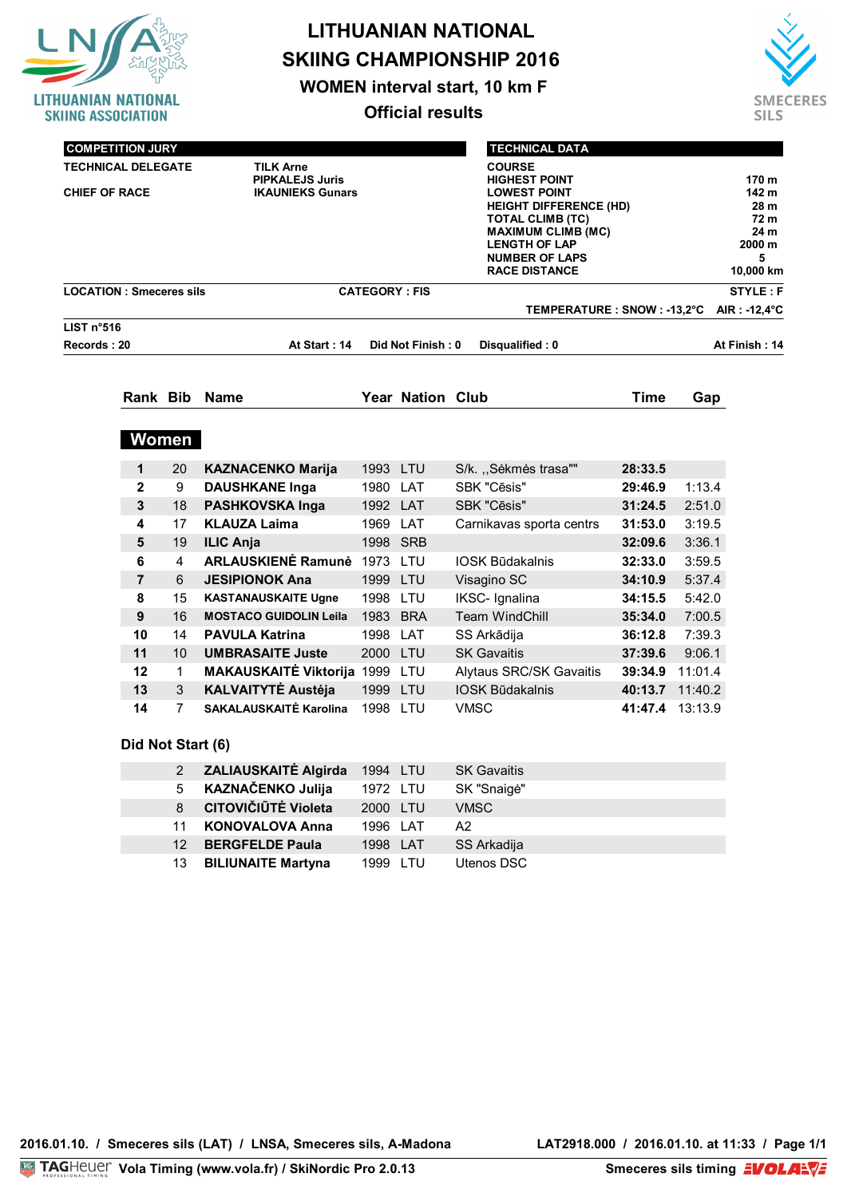# LITHUANIAN NATIONAL SKIING CHAMPIONSHIP 2016

## WOMEN interval start, 10 km F

### Official results

| COMPETITION JURY | |
|---|---|
| TECHNICAL DELEGATE | TILK Arne |
| | PIPKALEJS Juris |
| CHIEF OF RACE | IKAUNIEKS Gunars |

| TECHNICAL DATA | |
|---|---|
| COURSE | |
| HIGHEST POINT | 170 m |
| LOWEST POINT | 142 m |
| HEIGHT DIFFERENCE (HD) | 28 m |
| TOTAL CLIMB (TC) | 72 m |
| MAXIMUM CLIMB (MC) | 24 m |
| LENGTH OF LAP | 2000 m |
| NUMBER OF LAPS | 5 |
| RACE DISTANCE | 10,000 km |

LOCATION : Smeceres sils — CATEGORY : FIS — STYLE : F

TEMPERATURE : SNOW : -13,2°C AIR : -12,4°C

LIST n°516

Records : 20 — At Start : 14 — Did Not Finish : 0 — Disqualified : 0 — At Finish : 14

## Women

| Rank | Bib | Name | Year | Nation | Club | Time | Gap |
|---|---|---|---|---|---|---|---|
| 1 | 20 | KAZNACENKO Marija | 1993 | LTU | S/k. ,,Sėkmės trasa"" | 28:33.5 | |
| 2 | 9 | DAUSHKANE Inga | 1980 | LAT | SBK "Cēsis" | 29:46.9 | 1:13.4 |
| 3 | 18 | PASHKOVSKA Inga | 1992 | LAT | SBK "Cēsis" | 31:24.5 | 2:51.0 |
| 4 | 17 | KLAUZA Laima | 1969 | LAT | Carnikavas sporta centrs | 31:53.0 | 3:19.5 |
| 5 | 19 | ILIC Anja | 1998 | SRB | | 32:09.6 | 3:36.1 |
| 6 | 4 | ARLAUSKIENĖ Ramunė | 1973 | LTU | IOSK Būdakalnis | 32:33.0 | 3:59.5 |
| 7 | 6 | JESIPIONOK Ana | 1999 | LTU | Visagino SC | 34:10.9 | 5:37.4 |
| 8 | 15 | KASTANAUSKAITE Ugne | 1998 | LTU | IKSC- Ignalina | 34:15.5 | 5:42.0 |
| 9 | 16 | MOSTACO GUIDOLIN Leila | 1983 | BRA | Team WindChill | 35:34.0 | 7:00.5 |
| 10 | 14 | PAVULA Katrina | 1998 | LAT | SS Arkādija | 36:12.8 | 7:39.3 |
| 11 | 10 | UMBRASAITE Juste | 2000 | LTU | SK Gavaitis | 37:39.6 | 9:06.1 |
| 12 | 1 | MAKAUSKAITĖ Viktorija | 1999 | LTU | Alytaus SRC/SK Gavaitis | 39:34.9 | 11:01.4 |
| 13 | 3 | KALVAITYTĖ Austėja | 1999 | LTU | IOSK Būdakalnis | 40:13.7 | 11:40.2 |
| 14 | 7 | SAKALAUSKAITĖ Karolina | 1998 | LTU | VMSC | 41:47.4 | 13:13.9 |

### Did Not Start (6)

| Bib | Name | Year | Nation | Club |
|---|---|---|---|---|
| 2 | ZALIAUSKAITĖ Algirda | 1994 | LTU | SK Gavaitis |
| 5 | KAZNAČENKO Julija | 1972 | LTU | SK "Snaigė" |
| 8 | CITOVIČIŪTĖ Violeta | 2000 | LTU | VMSC |
| 11 | KONOVALOVA Anna | 1996 | LAT | A2 |
| 12 | BERGFELDE Paula | 1998 | LAT | SS Arkadija |
| 13 | BILIUNAITE Martyna | 1999 | LTU | Utenos DSC |

2016.01.10. / Smeceres sils (LAT) / LNSA, Smeceres sils, A-Madona — LAT2918.000 / 2016.01.10. at 11:33

Vola Timing (www.vola.fr) / SkiNordic Pro 2.0.13 — Smeceres sils timing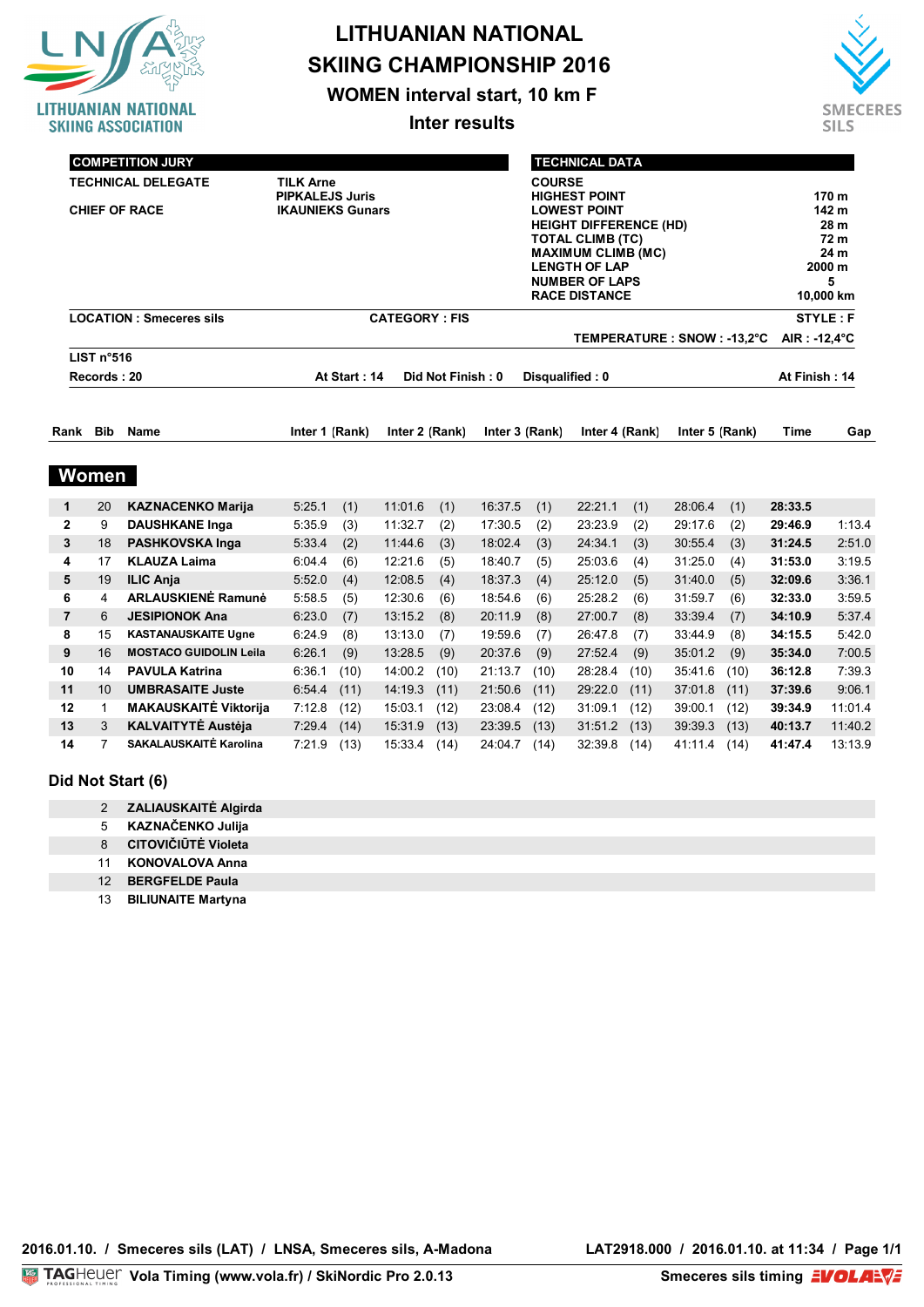# LITHUANIAN NATIONAL SKIING CHAMPIONSHIP 2016

## WOMEN interval start, 10 km F

### Inter results

LITHUANIAN NATIONAL SKIING ASSOCIATION

SMECERES SILS

| COMPETITION JURY | |
|---|---|
| TECHNICAL DELEGATE | TILK Arne |
| | PIPKALEJS Juris |
| CHIEF OF RACE | IKAUNIEKS Gunars |

| TECHNICAL DATA | |
|---|---|
| COURSE | |
| HIGHEST POINT | 170 m |
| LOWEST POINT | 142 m |
| HEIGHT DIFFERENCE (HD) | 28 m |
| TOTAL CLIMB (TC) | 72 m |
| MAXIMUM CLIMB (MC) | 24 m |
| LENGTH OF LAP | 2000 m |
| NUMBER OF LAPS | 5 |
| RACE DISTANCE | 10,000 km |

LOCATION : Smeceres sils CATEGORY : FIS STYLE : F

TEMPERATURE : SNOW : -13,2°C AIR : -12,4°C

LIST n°516

Records : 20 At Start : 14 Did Not Finish : 0 Disqualified : 0 At Finish : 14

## Women

| Rank | Bib | Name | Inter 1 | (Rank) | Inter 2 | (Rank) | Inter 3 | (Rank) | Inter 4 | (Rank) | Inter 5 | (Rank) | Time | Gap |
|---|---|---|---|---|---|---|---|---|---|---|---|---|---|---|
| 1 | 20 | KAZNACENKO Marija | 5:25.1 | (1) | 11:01.6 | (1) | 16:37.5 | (1) | 22:21.1 | (1) | 28:06.4 | (1) | 28:33.5 | |
| 2 | 9 | DAUSHKANE Inga | 5:35.9 | (3) | 11:32.7 | (2) | 17:30.5 | (2) | 23:23.9 | (2) | 29:17.6 | (2) | 29:46.9 | 1:13.4 |
| 3 | 18 | PASHKOVSKA Inga | 5:33.4 | (2) | 11:44.6 | (3) | 18:02.4 | (3) | 24:34.1 | (3) | 30:55.4 | (3) | 31:24.5 | 2:51.0 |
| 4 | 17 | KLAUZA Laima | 6:04.4 | (6) | 12:21.6 | (5) | 18:40.7 | (5) | 25:03.6 | (4) | 31:25.0 | (4) | 31:53.0 | 3:19.5 |
| 5 | 19 | ILIC Anja | 5:52.0 | (4) | 12:08.5 | (4) | 18:37.3 | (4) | 25:12.0 | (5) | 31:40.0 | (5) | 32:09.6 | 3:36.1 |
| 6 | 4 | ARLAUSKIENĖ Ramunė | 5:58.5 | (5) | 12:30.6 | (6) | 18:54.6 | (6) | 25:28.2 | (6) | 31:59.7 | (6) | 32:33.0 | 3:59.5 |
| 7 | 6 | JESIPIONOK Ana | 6:23.0 | (7) | 13:15.2 | (8) | 20:11.9 | (8) | 27:00.7 | (8) | 33:39.4 | (7) | 34:10.9 | 5:37.4 |
| 8 | 15 | KASTANAUSKAITE Ugne | 6:24.9 | (8) | 13:13.0 | (7) | 19:59.6 | (7) | 26:47.8 | (7) | 33:44.9 | (8) | 34:15.5 | 5:42.0 |
| 9 | 16 | MOSTACO GUIDOLIN Leila | 6:26.1 | (9) | 13:28.5 | (9) | 20:37.6 | (9) | 27:52.4 | (9) | 35:01.2 | (9) | 35:34.0 | 7:00.5 |
| 10 | 14 | PAVULA Katrina | 6:36.1 | (10) | 14:00.2 | (10) | 21:13.7 | (10) | 28:28.4 | (10) | 35:41.6 | (10) | 36:12.8 | 7:39.3 |
| 11 | 10 | UMBRASAITE Juste | 6:54.4 | (11) | 14:19.3 | (11) | 21:50.6 | (11) | 29:22.0 | (11) | 37:01.8 | (11) | 37:39.6 | 9:06.1 |
| 12 | 1 | MAKAUSKAITĖ Viktorija | 7:12.8 | (12) | 15:03.1 | (12) | 23:08.4 | (12) | 31:09.1 | (12) | 39:00.1 | (12) | 39:34.9 | 11:01.4 |
| 13 | 3 | KALVAITYTĖ Austėja | 7:29.4 | (14) | 15:31.9 | (13) | 23:39.5 | (13) | 31:51.2 | (13) | 39:39.3 | (13) | 40:13.7 | 11:40.2 |
| 14 | 7 | SAKALAUSKAITĖ Karolina | 7:21.9 | (13) | 15:33.4 | (14) | 24:04.7 | (14) | 32:39.8 | (14) | 41:11.4 | (14) | 41:47.4 | 13:13.9 |

### Did Not Start (6)

| Bib | Name |
|---|---|
| 2 | ZALIAUSKAITĖ Algirda |
| 5 | KAZNAČENKO Julija |
| 8 | CITOVIČIŪTĖ Violeta |
| 11 | KONOVALOVA Anna |
| 12 | BERGFELDE Paula |
| 13 | BILIUNAITE Martyna |

2016.01.10. / Smeceres sils (LAT) / LNSA, Smeceres sils, A-Madona LAT2918.000 / 2016.01.10. at 11:34 / Page 1/1

TAGHeuer Vola Timing (www.vola.fr) / SkiNordic Pro 2.0.13 Smeceres sils timing VOLA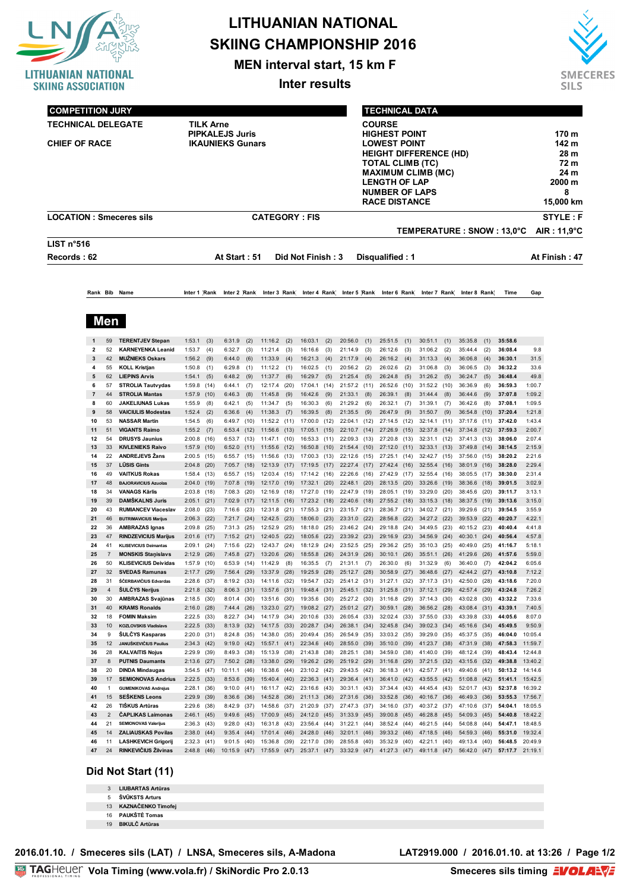# LITHUANIAN NATIONAL SKIING CHAMPIONSHIP 2016

## MEN interval start, 15 km F

### Inter results

| COMPETITION JURY | |
|---|---|
| TECHNICAL DELEGATE | TILK Arne |
| | PIPKALEJS Juris |
| CHIEF OF RACE | IKAUNIEKS Gunars |

| TECHNICAL DATA | |
|---|---|
| COURSE | |
| HIGHEST POINT | 170 m |
| LOWEST POINT | 142 m |
| HEIGHT DIFFERENCE (HD) | 28 m |
| TOTAL CLIMB (TC) | 72 m |
| MAXIMUM CLIMB (MC) | 24 m |
| LENGTH OF LAP | 2000 m |
| NUMBER OF LAPS | 8 |
| RACE DISTANCE | 15,000 km |

**LOCATION : Smeceres sils** **CATEGORY : FIS** **STYLE : F**

**TEMPERATURE : SNOW : 13,0°C AIR : 11,9°C**

**LIST n°516**

**Records : 62** **At Start : 51** **Did Not Finish : 3** **Disqualified : 1** **At Finish : 47**

## Men

| Rank | Bib | Name | Inter 1 | Rank | Inter 2 | Rank | Inter 3 | Rank | Inter 4 | Rank | Inter 5 | Rank | Inter 6 | Rank | Inter 7 | Rank | Inter 8 | Rank | Time | Gap |
|---|---|---|---|---|---|---|---|---|---|---|---|---|---|---|---|---|---|---|---|---|
| 1 | 59 | TERENTJEV Stepan | 1:53.1 | (3) | 6:31.9 | (2) | 11:16.2 | (2) | 16:03.1 | (2) | 20:56.0 | (1) | 25:51.5 | (1) | 30:51.1 | (1) | 35:35.8 | (1) | 35:58.6 | |
| 2 | 52 | KARNEYENKA Leanid | 1:53.7 | (4) | 6:32.7 | (3) | 11:21.4 | (3) | 16:16.6 | (3) | 21:14.9 | (3) | 26:12.6 | (3) | 31:06.2 | (2) | 35:44.4 | (2) | 36:08.4 | 9.8 |
| 3 | 42 | MUŽNIEKS Oskars | 1:56.2 | (9) | 6:44.0 | (6) | 11:33.9 | (4) | 16:21.3 | (4) | 21:17.9 | (4) | 26:16.2 | (4) | 31:13.3 | (4) | 36:06.8 | (4) | 36:30.1 | 31.5 |
| 4 | 55 | KOLL Kristjan | 1:50.8 | (1) | 6:29.8 | (1) | 11:12.2 | (1) | 16:02.5 | (1) | 20:56.2 | (2) | 26:02.6 | (2) | 31:06.8 | (3) | 36:06.5 | (3) | 36:32.2 | 33.6 |
| 5 | 62 | LIEPINS Arvis | 1:54.1 | (5) | 6:48.2 | (9) | 11:37.7 | (6) | 16:29.7 | (5) | 21:25.4 | (5) | 26:24.8 | (5) | 31:26.2 | (5) | 36:24.7 | (5) | 36:48.4 | 49.8 |
| 6 | 57 | STROLIA Tautvydas | 1:59.8 | (14) | 6:44.1 | (7) | 12:17.4 | (20) | 17:04.1 | (14) | 21:57.2 | (11) | 26:52.6 | (10) | 31:52.2 | (10) | 36:36.9 | (6) | 36:59.3 | 1:00.7 |
| 7 | 44 | STROLIA Mantas | 1:57.9 | (10) | 6:46.3 | (8) | 11:45.8 | (9) | 16:42.6 | (9) | 21:33.1 | (8) | 26:39.1 | (8) | 31:44.4 | (8) | 36:44.6 | (9) | 37:07.8 | 1:09.2 |
| 8 | 60 | JAKELIUNAS Lukas | 1:55.9 | (8) | 6:42.1 | (5) | 11:34.7 | (5) | 16:30.3 | (6) | 21:29.2 | (6) | 26:32.1 | (7) | 31:39.1 | (7) | 36:42.6 | (8) | 37:08.1 | 1:09.5 |
| 9 | 58 | VAICIULIS Modestas | 1:52.4 | (2) | 6:36.6 | (4) | 11:38.3 | (7) | 16:39.5 | (8) | 21:35.5 | (9) | 26:47.9 | (9) | 31:50.7 | (9) | 36:54.8 | (10) | 37:20.4 | 1:21.8 |
| 10 | 53 | NASSAR Martin | 1:54.5 | (6) | 6:49.7 | (10) | 11:52.2 | (11) | 17:00.0 | (12) | 22:04.1 | (12) | 27:14.5 | (12) | 32:14.1 | (11) | 37:17.6 | (11) | 37:42.0 | 1:43.4 |
| 11 | 51 | VIGANTS Raimo | 1:55.2 | (7) | 6:53.4 | (12) | 11:56.6 | (13) | 17:05.1 | (15) | 22:10.7 | (14) | 27:26.9 | (15) | 32:37.8 | (14) | 37:34.8 | (12) | 37:59.3 | 2:00.7 |
| 12 | 54 | DRUSYS Jaunius | 2:00.8 | (16) | 6:53.7 | (13) | 11:47.1 | (10) | 16:53.3 | (11) | 22:09.3 | (13) | 27:20.8 | (13) | 32:31.1 | (12) | 37:41.3 | (13) | 38:06.0 | 2:07.4 |
| 13 | 33 | KIVLENIEKS Raivo | 1:57.9 | (10) | 6:52.0 | (11) | 11:55.6 | (12) | 16:50.8 | (10) | 21:54.4 | (10) | 27:12.0 | (11) | 32:33.1 | (13) | 37:49.8 | (14) | 38:14.5 | 2:15.9 |
| 14 | 22 | ANDREJEVS Žans | 2:00.5 | (15) | 6:55.7 | (15) | 11:56.6 | (13) | 17:00.3 | (13) | 22:12.6 | (15) | 27:25.1 | (14) | 32:42.7 | (15) | 37:56.0 | (15) | 38:20.2 | 2:21.6 |
| 15 | 37 | LŪSIS Gints | 2:04.8 | (20) | 7:05.7 | (18) | 12:13.9 | (17) | 17:19.5 | (17) | 22:27.4 | (17) | 27:42.4 | (16) | 32:55.4 | (16) | 38:01.9 | (16) | 38:28.0 | 2:29.4 |
| 16 | 49 | VAITKUS Rokas | 1:58.4 | (13) | 6:55.7 | (15) | 12:03.4 | (15) | 17:14.2 | (16) | 22:26.6 | (16) | 27:42.9 | (17) | 32:55.4 | (16) | 38:05.5 | (17) | 38:30.0 | 2:31.4 |
| 17 | 48 | BAJORAVICIUS Azuolas | 2:04.0 | (19) | 7:07.8 | (19) | 12:17.0 | (19) | 17:32.1 | (20) | 22:48.1 | (20) | 28:13.5 | (20) | 33:26.6 | (19) | 38:36.6 | (18) | 39:01.5 | 3:02.9 |
| 18 | 34 | VANAGS Kārlis | 2:03.8 | (18) | 7:08.3 | (20) | 12:16.9 | (18) | 17:27.0 | (19) | 22:47.9 | (19) | 28:05.1 | (19) | 33:29.0 | (20) | 38:45.6 | (20) | 39:11.7 | 3:13.1 |
| 19 | 39 | DAMŠKALNS Juris | 2:05.1 | (21) | 7:02.9 | (17) | 12:11.5 | (16) | 17:23.2 | (18) | 22:40.6 | (18) | 27:55.2 | (18) | 33:15.3 | (18) | 38:37.5 | (19) | 39:13.6 | 3:15.0 |
| 20 | 43 | RUMIANCEV Viaceslav | 2:08.0 | (23) | 7:16.6 | (23) | 12:31.8 | (21) | 17:55.3 | (21) | 23:15.7 | (21) | 28:36.7 | (21) | 34:02.7 | (21) | 39:29.6 | (21) | 39:54.5 | 3:55.9 |
| 21 | 46 | BUTRIMAVICIUS Marijus | 2:06.3 | (22) | 7:21.7 | (24) | 12:42.5 | (23) | 18:06.0 | (23) | 23:31.0 | (22) | 28:56.8 | (22) | 34:27.2 | (22) | 39:53.9 | (22) | 40:20.7 | 4:22.1 |
| 22 | 36 | AMBRAZAS Ignas | 2:09.8 | (25) | 7:31.3 | (25) | 12:52.9 | (25) | 18:18.0 | (25) | 23:46.2 | (24) | 29:18.8 | (24) | 34:49.5 | (23) | 40:15.2 | (23) | 40:40.4 | 4:41.8 |
| 23 | 47 | RINDZEVICIUS Marijus | 2:01.6 | (17) | 7:15.2 | (21) | 12:40.5 | (22) | 18:05.6 | (22) | 23:39.2 | (23) | 29:16.9 | (23) | 34:56.9 | (24) | 40:30.1 | (24) | 40:56.4 | 4:57.8 |
| 24 | 41 | KLISEVICIUS Deimantas | 2:09.1 | (24) | 7:15.6 | (22) | 12:43.7 | (24) | 18:12.9 | (24) | 23:52.5 | (25) | 29:36.2 | (25) | 35:10.3 | (25) | 40:49.0 | (25) | 41:16.7 | 5:18.1 |
| 25 | 7 | MONSKIS Staņislavs | 2:12.9 | (26) | 7:45.8 | (27) | 13:20.6 | (26) | 18:55.8 | (26) | 24:31.9 | (26) | 30:10.1 | (26) | 35:51.1 | (26) | 41:29.6 | (26) | 41:57.6 | 5:59.0 |
| 26 | 50 | KLISEVICIUS Deividas | 1:57.9 | (10) | 6:53.9 | (14) | 11:42.9 | (8) | 16:35.5 | (7) | 21:31.1 | (7) | 26:30.0 | (6) | 31:32.9 | (6) | 36:40.0 | (7) | 42:04.2 | 6:05.6 |
| 27 | 32 | SVEDAS Ramunas | 2:17.7 | (29) | 7:56.4 | (29) | 13:37.9 | (28) | 19:25.9 | (28) | 25:12.7 | (28) | 30:58.9 | (27) | 36:48.6 | (27) | 42:44.2 | (27) | 43:10.8 | 7:12.2 |
| 28 | 31 | ŠČERBAVIČIUS Edvardas | 2:28.6 | (37) | 8:19.2 | (33) | 14:11.6 | (32) | 19:54.7 | (32) | 25:41.2 | (31) | 31:27.1 | (32) | 37:17.3 | (31) | 42:50.0 | (28) | 43:18.6 | 7:20.0 |
| 29 | 4 | ŠULČYS Nerijus | 2:21.8 | (32) | 8:06.3 | (31) | 13:57.6 | (31) | 19:48.4 | (31) | 25:45.1 | (32) | 31:25.8 | (31) | 37:12.1 | (29) | 42:57.4 | (29) | 43:24.8 | 7:26.2 |
| 30 | 30 | AMBRAZAS Svajūnas | 2:18.5 | (30) | 8:01.4 | (30) | 13:51.6 | (30) | 19:35.6 | (30) | 25:27.2 | (30) | 31:16.8 | (29) | 37:14.3 | (30) | 43:02.8 | (30) | 43:32.2 | 7:33.6 |
| 31 | 40 | KRAMS Ronalds | 2:16.0 | (28) | 7:44.4 | (26) | 13:23.0 | (27) | 19:08.2 | (27) | 25:01.2 | (27) | 30:59.1 | (28) | 36:56.2 | (28) | 43:08.4 | (31) | 43:39.1 | 7:40.5 |
| 32 | 18 | FOMIN Maksim | 2:22.5 | (33) | 8:22.7 | (34) | 14:17.9 | (34) | 20:10.6 | (33) | 26:05.4 | (33) | 32:02.4 | (33) | 37:55.0 | (33) | 43:39.8 | (33) | 44:05.6 | 8:07.0 |
| 33 | 10 | KOZLOVSKIS Vladislavs | 2:22.5 | (33) | 8:13.9 | (32) | 14:17.5 | (33) | 20:28.7 | (34) | 26:38.1 | (34) | 32:45.8 | (34) | 39:02.3 | (34) | 45:16.6 | (34) | 45:49.5 | 9:50.9 |
| 34 | 9 | ŠULČYS Kasparas | 2:20.0 | (31) | 8:24.8 | (35) | 14:38.0 | (35) | 20:49.4 | (35) | 26:54.9 | (35) | 33:03.2 | (35) | 39:29.0 | (35) | 45:37.5 | (35) | 46:04.0 | 10:05.4 |
| 35 | 12 | JANUŠKEVIČIUS Paulius | 2:34.3 | (42) | 9:19.0 | (42) | 15:57.1 | (41) | 22:34.6 | (40) | 28:55.0 | (39) | 35:10.0 | (39) | 41:23.7 | (38) | 47:31.9 | (38) | 47:58.3 | 11:59.7 |
| 36 | 28 | KALVAITIS Nojus | 2:29.9 | (39) | 8:49.3 | (38) | 15:13.9 | (38) | 21:43.8 | (38) | 28:25.1 | (38) | 34:59.0 | (38) | 41:40.0 | (39) | 48:12.4 | (39) | 48:43.4 | 12:44.8 |
| 37 | 8 | PUTNIS Daumants | 2:13.6 | (27) | 7:50.2 | (28) | 13:38.0 | (29) | 19:26.2 | (29) | 25:19.2 | (29) | 31:16.8 | (29) | 37:21.5 | (32) | 43:15.6 | (32) | 49:38.8 | 13:40.2 |
| 38 | 20 | DINDA Mindaugas | 3:54.5 | (47) | 10:11.1 | (46) | 16:38.6 | (44) | 23:10.2 | (42) | 29:43.5 | (42) | 36:18.3 | (41) | 42:57.7 | (41) | 49:40.6 | (41) | 50:13.2 | 14:14.6 |
| 39 | 17 | SEMIONOVAS Andrius | 2:22.5 | (33) | 8:53.6 | (39) | 15:40.4 | (40) | 22:36.3 | (41) | 29:36.4 | (41) | 36:41.0 | (42) | 43:55.5 | (42) | 51:08.8 | (42) | 51:41.1 | 15:42.5 |
| 40 | 1 | GUMENIKOVAS Andrejus | 2:28.1 | (36) | 9:10.0 | (41) | 16:11.7 | (42) | 23:16.6 | (43) | 30:31.1 | (43) | 37:34.4 | (43) | 44:45.4 | (43) | 52:01.7 | (43) | 52:37.8 | 16:39.2 |
| 41 | 15 | SEŠKENS Leons | 2:29.9 | (39) | 8:36.6 | (36) | 14:52.8 | (36) | 21:11.3 | (36) | 27:31.6 | (36) | 33:52.8 | (36) | 40:16.7 | (36) | 46:49.3 | (36) | 53:55.3 | 17:56.7 |
| 42 | 26 | TIŠKUS Artūras | 2:29.6 | (38) | 8:42.9 | (37) | 14:58.6 | (37) | 21:20.9 | (37) | 27:47.3 | (37) | 34:16.0 | (37) | 40:37.2 | (37) | 47:10.6 | (37) | 54:04.1 | 18:05.5 |
| 43 | 2 | ČAPLIKAS Laimonas | 2:46.1 | (45) | 9:49.6 | (45) | 17:00.9 | (45) | 24:12.0 | (45) | 31:33.9 | (45) | 39:00.8 | (45) | 46:28.8 | (45) | 54:09.3 | (45) | 54:40.8 | 18:42.2 |
| 44 | 21 | SEMIONOVAS Valerijus | 2:36.3 | (43) | 9:28.0 | (43) | 16:31.8 | (43) | 23:56.4 | (44) | 31:22.1 | (44) | 38:52.4 | (44) | 46:21.5 | (44) | 54:08.8 | (44) | 54:47.1 | 18:48.5 |
| 45 | 14 | ZALIAUSKAS Povilas | 2:38.0 | (44) | 9:35.4 | (44) | 17:01.4 | (46) | 24:28.0 | (46) | 32:01.1 | (46) | 39:33.2 | (46) | 47:18.5 | (46) | 54:59.3 | (46) | 55:31.0 | 19:32.4 |
| 46 | 11 | LASHKEVICH Grigorij | 2:32.3 | (41) | 9:01.5 | (40) | 15:36.8 | (39) | 22:17.0 | (39) | 28:55.8 | (40) | 35:32.9 | (40) | 42:21.1 | (40) | 49:13.4 | (40) | 56:48.5 | 20:49.9 |
| 47 | 24 | RINKEVIČIUS Žilvinas | 2:48.8 | (46) | 10:15.9 | (47) | 17:55.9 | (47) | 25:37.1 | (47) | 33:32.9 | (47) | 41:27.3 | (47) | 49:11.8 | (47) | 56:42.0 | (47) | 57:17.7 | 21:19.1 |

## Did Not Start (11)

| Bib | Name |
|---|---|
| 3 | LIUBARTAS Artūras |
| 5 | ŠVŪKSTS Arturs |
| 13 | KAZNAČENKO Timofej |
| 16 | PAUKŠTĖ Tomas |
| 19 | BIKULČ Artūras |

2016.01.10. / Smeceres sils (LAT) / LNSA, Smeceres sils, A-Madona — LAT2919.000 / 2016.01.10. at 13:26

Vola Timing (www.vola.fr) / SkiNordic Pro 2.0.13 — Smeceres sils timing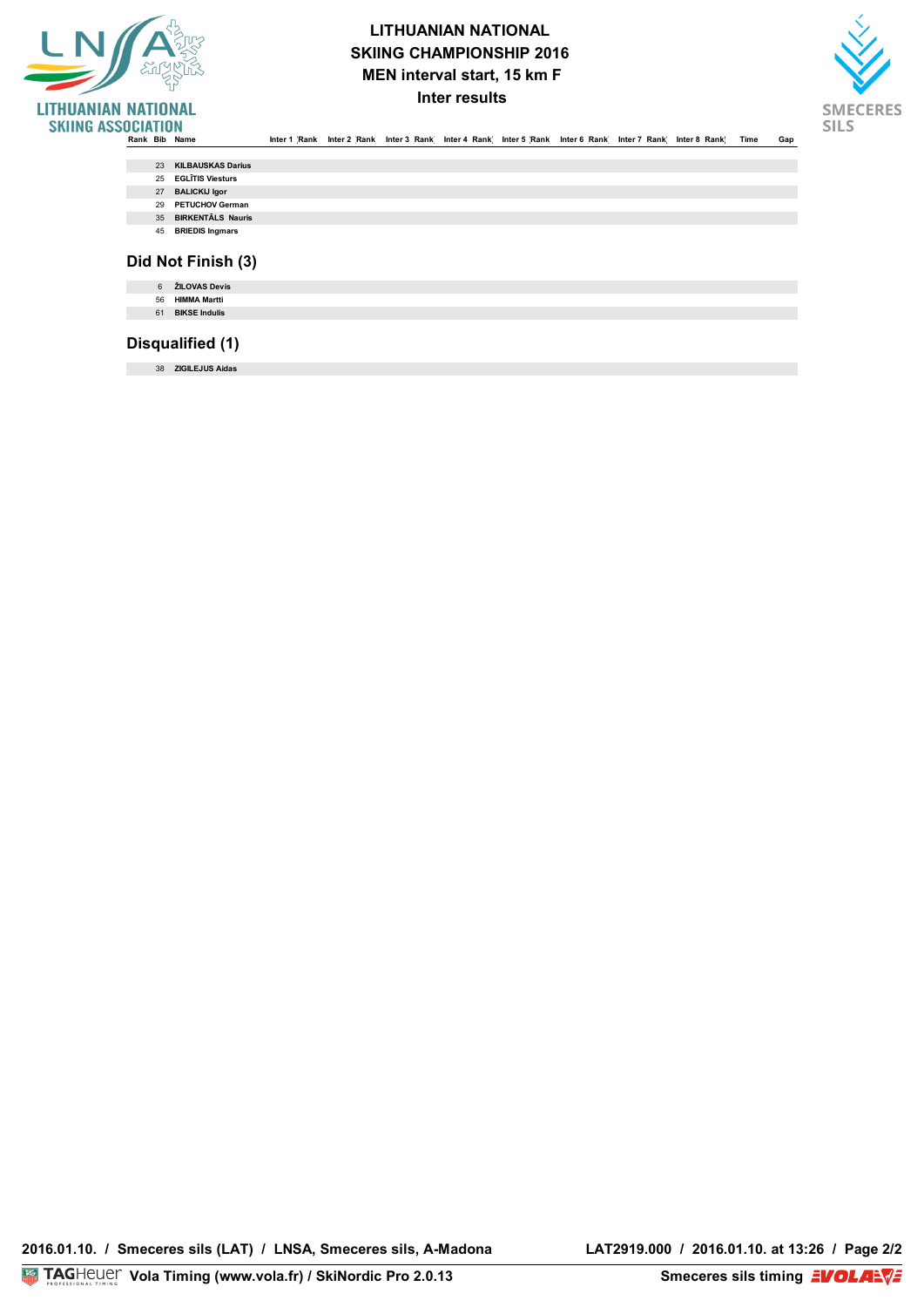# LITHUANIAN NATIONAL SKIING CHAMPIONSHIP 2016

## MEN interval start, 15 km F

### Inter results

| Rank | Bib | Name | Inter 1 | Rank | Inter 2 | Rank | Inter 3 | Rank | Inter 4 | Rank | Inter 5 | Rank | Inter 6 | Rank | Inter 7 | Rank | Inter 8 | Rank | Time | Gap |
|---|---|---|---|---|---|---|---|---|---|---|---|---|---|---|---|---|---|---|---|---|
| | 23 | KILBAUSKAS Darius | | | | | | | | | | | | | | | | | | |
| | 25 | EGLĪTIS Viesturs | | | | | | | | | | | | | | | | | | |
| | 27 | BALICKIJ Igor | | | | | | | | | | | | | | | | | | |
| | 29 | PETUCHOV German | | | | | | | | | | | | | | | | | | |
| | 35 | BIRKENTĀLS Nauris | | | | | | | | | | | | | | | | | | |
| | 45 | BRIEDIS Ingmars | | | | | | | | | | | | | | | | | | |

## Did Not Finish (3)

| Bib | Name |
|---|---|
| 6 | ŽILOVAS Devis |
| 56 | HIMMA Martti |
| 61 | BIKSE Indulis |

## Disqualified (1)

| Bib | Name |
|---|---|
| 38 | ZIGILEJUS Aidas |

2016.01.10. / Smeceres sils (LAT) / LNSA, Smeceres sils, A-Madona — LAT2919.000 / 2016.01.10. at 13:26

Vola Timing (www.vola.fr) / SkiNordic Pro 2.0.13 — Smeceres sils timing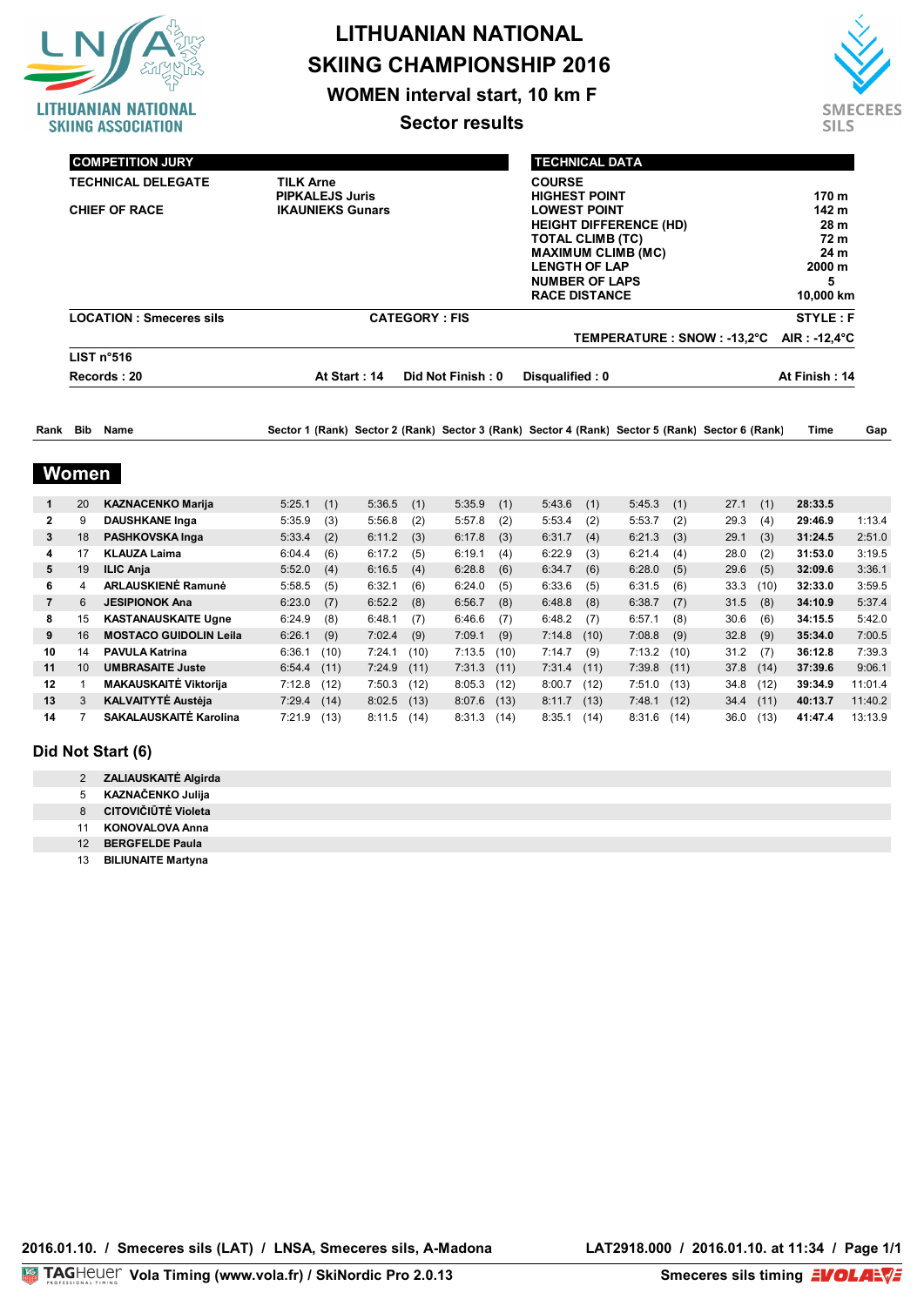# LITHUANIAN NATIONAL SKIING CHAMPIONSHIP 2016

## WOMEN interval start, 10 km F

### Sector results

| COMPETITION JURY | |
|---|---|
| TECHNICAL DELEGATE | TILK Arne |
| | PIPKALEJS Juris |
| CHIEF OF RACE | IKAUNIEKS Gunars |

| TECHNICAL DATA | |
|---|---|
| COURSE | |
| HIGHEST POINT | 170 m |
| LOWEST POINT | 142 m |
| HEIGHT DIFFERENCE (HD) | 28 m |
| TOTAL CLIMB (TC) | 72 m |
| MAXIMUM CLIMB (MC) | 24 m |
| LENGTH OF LAP | 2000 m |
| NUMBER OF LAPS | 5 |
| RACE DISTANCE | 10,000 km |

LOCATION : Smeceres sils — CATEGORY : FIS — STYLE : F

TEMPERATURE : SNOW : -13,2°C AIR : -12,4°C

LIST n°516

Records : 20 — At Start : 14 — Did Not Finish : 0 — Disqualified : 0 — At Finish : 14

## Women

| Rank | Bib | Name | Sector 1 | (Rank) | Sector 2 | (Rank) | Sector 3 | (Rank) | Sector 4 | (Rank) | Sector 5 | (Rank) | Sector 6 | (Rank) | Time | Gap |
|---|---|---|---|---|---|---|---|---|---|---|---|---|---|---|---|---|
| 1 | 20 | KAZNACENKO Marija | 5:25.1 | (1) | 5:36.5 | (1) | 5:35.9 | (1) | 5:43.6 | (1) | 5:45.3 | (1) | 27.1 | (1) | 28:33.5 | |
| 2 | 9 | DAUSHKANE Inga | 5:35.9 | (3) | 5:56.8 | (2) | 5:57.8 | (2) | 5:53.4 | (2) | 5:53.7 | (2) | 29.3 | (4) | 29:46.9 | 1:13.4 |
| 3 | 18 | PASHKOVSKA Inga | 5:33.4 | (2) | 6:11.2 | (3) | 6:17.8 | (3) | 6:31.7 | (4) | 6:21.3 | (3) | 29.1 | (3) | 31:24.5 | 2:51.0 |
| 4 | 17 | KLAUZA Laima | 6:04.4 | (6) | 6:17.2 | (5) | 6:19.1 | (4) | 6:22.9 | (3) | 6:21.4 | (4) | 28.0 | (2) | 31:53.0 | 3:19.5 |
| 5 | 19 | ILIC Anja | 5:52.0 | (4) | 6:16.5 | (4) | 6:28.8 | (6) | 6:34.7 | (6) | 6:28.0 | (5) | 29.6 | (5) | 32:09.6 | 3:36.1 |
| 6 | 4 | ARLAUSKIENĖ Ramunė | 5:58.5 | (5) | 6:32.1 | (6) | 6:24.0 | (5) | 6:33.6 | (5) | 6:31.5 | (6) | 33.3 | (10) | 32:33.0 | 3:59.5 |
| 7 | 6 | JESIPIONOK Ana | 6:23.0 | (7) | 6:52.2 | (8) | 6:56.7 | (8) | 6:48.8 | (8) | 6:38.7 | (7) | 31.5 | (8) | 34:10.9 | 5:37.4 |
| 8 | 15 | KASTANAUSKAITE Ugne | 6:24.9 | (8) | 6:48.1 | (7) | 6:46.6 | (7) | 6:48.2 | (7) | 6:57.1 | (8) | 30.6 | (6) | 34:15.5 | 5:42.0 |
| 9 | 16 | MOSTACO GUIDOLIN Leila | 6:26.1 | (9) | 7:02.4 | (9) | 7:09.1 | (9) | 7:14.8 | (10) | 7:08.8 | (9) | 32.8 | (9) | 35:34.0 | 7:00.5 |
| 10 | 14 | PAVULA Katrina | 6:36.1 | (10) | 7:24.1 | (10) | 7:13.5 | (10) | 7:14.7 | (9) | 7:13.2 | (10) | 31.2 | (7) | 36:12.8 | 7:39.3 |
| 11 | 10 | UMBRASAITE Juste | 6:54.4 | (11) | 7:24.9 | (11) | 7:31.3 | (11) | 7:31.4 | (11) | 7:39.8 | (11) | 37.8 | (14) | 37:39.6 | 9:06.1 |
| 12 | 1 | MAKAUSKAITĖ Viktorija | 7:12.8 | (12) | 7:50.3 | (12) | 8:05.3 | (12) | 8:00.7 | (12) | 7:51.0 | (13) | 34.8 | (12) | 39:34.9 | 11:01.4 |
| 13 | 3 | KALVAITYTĖ Austėja | 7:29.4 | (14) | 8:02.5 | (13) | 8:07.6 | (13) | 8:11.7 | (13) | 7:48.1 | (12) | 34.4 | (11) | 40:13.7 | 11:40.2 |
| 14 | 7 | SAKALAUSKAITĖ Karolina | 7:21.9 | (13) | 8:11.5 | (14) | 8:31.3 | (14) | 8:35.1 | (14) | 8:31.6 | (14) | 36.0 | (13) | 41:47.4 | 13:13.9 |

## Did Not Start (6)

| Bib | Name |
|---|---|
| 2 | ZALIAUSKAITĖ Algirda |
| 5 | KAZNAČENKO Julija |
| 8 | CITOVIČIŪTĖ Violeta |
| 11 | KONOVALOVA Anna |
| 12 | BERGFELDE Paula |
| 13 | BILIUNAITE Martyna |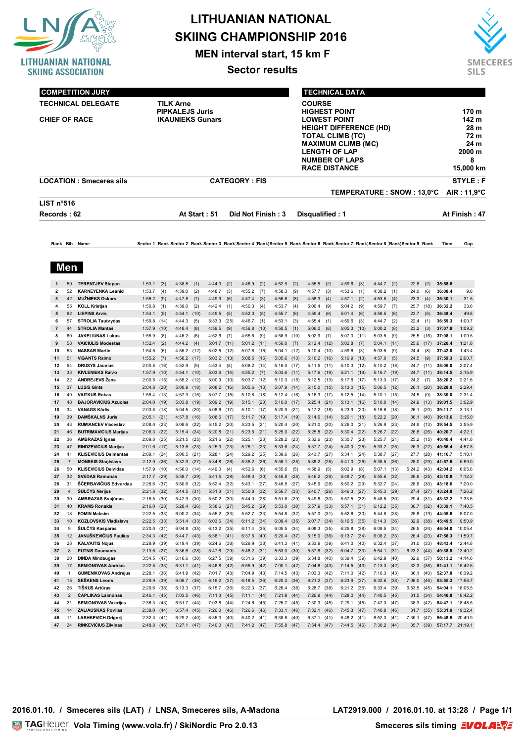# LITHUANIAN NATIONAL SKIING CHAMPIONSHIP 2016

## MEN interval start, 15 km F

## Sector results

| COMPETITION JURY | | TECHNICAL DATA | |
|---|---|---|---|
| TECHNICAL DELEGATE | TILK Arne<br>PIPKALEJS Juris | COURSE | |
| CHIEF OF RACE | IKAUNIEKS Gunars | HIGHEST POINT | 170 m |
| | | LOWEST POINT | 142 m |
| | | HEIGHT DIFFERENCE (HD) | 28 m |
| | | TOTAL CLIMB (TC) | 72 m |
| | | MAXIMUM CLIMB (MC) | 24 m |
| | | LENGTH OF LAP | 2000 m |
| | | NUMBER OF LAPS | 8 |
| | | RACE DISTANCE | 15,000 km |

**LOCATION : Smeceres sils** **CATEGORY : FIS** **STYLE : F**

**TEMPERATURE : SNOW : 13,0°C AIR : 11,9°C**

**LIST n°516**

**Records : 62** **At Start : 51** **Did Not Finish : 3** **Disqualified : 1** **At Finish : 47**

## Men

| Rank | Bib | Name | Sector 1 | Rank | Sector 2 | Rank | Sector 3 | Rank | Sector 4 | Rank | Sector 5 | Rank | Sector 6 | Rank | Sector 7 | Rank | Sector 8 | Rank | Sector 9 | Rank | Time | Gap |
|---|---|---|---|---|---|---|---|---|---|---|---|---|---|---|---|---|---|---|---|---|---|---|
| 1 | 59 | TERENTJEV Stepan | 1:53.1 | (3) | 4:38.8 | (1) | 4:44.3 | (2) | 4:46.9 | (2) | 4:52.9 | (2) | 4:55.5 | (2) | 4:59.6 | (3) | 4:44.7 | (2) | 22.8 | (2) | 35:58.6 | |
| 2 | 52 | KARNEYENKA Leanid | 1:53.7 | (4) | 4:39.0 | (2) | 4:48.7 | (3) | 4:55.2 | (7) | 4:58.3 | (5) | 4:57.7 | (3) | 4:53.6 | (1) | 4:38.2 | (1) | 24.0 | (6) | 36:08.4 | 9.8 |
| 3 | 42 | MUŽNIEKS Oskars | 1:56.2 | (9) | 4:47.8 | (7) | 4:49.9 | (6) | 4:47.4 | (3) | 4:56.6 | (8) | 4:58.3 | (4) | 4:57.1 | (2) | 4:53.5 | (4) | 23.3 | (4) | 36:30.1 | 31.5 |
| 4 | 55 | KOL Kristjan | 1:50.8 | (1) | 4:39.0 | (2) | 4:42.4 | (1) | 4:50.3 | (4) | 4:53.7 | (4) | 5:06.4 | (8) | 5:04.2 | (9) | 4:59.7 | (7) | 25.7 | (18) | 36:32.2 | 33.6 |
| 5 | 62 | LIEPINS Arvis | 1:54.1 | (5) | 4:54.1 | (10) | 4:49.5 | (5) | 4:52.0 | (5) | 4:55.7 | (6) | 4:59.4 | (6) | 5:01.4 | (6) | 4:58.5 | (6) | 23.7 | (5) | 36:48.4 | 49.8 |
| 6 | 57 | STROLIA Tautvydas | 1:59.8 | (14) | 4:44.3 | (5) | 5:33.3 | (25) | 4:46.7 | (1) | 4:53.1 | (3) | 4:55.4 | (1) | 4:59.6 | (3) | 4:44.7 | (2) | 22.4 | (1) | 36:59.3 | 1:00.7 |
| 7 | 44 | STROLIA Mantas | 1:57.9 | (10) | 4:48.4 | (8) | 4:59.5 | (9) | 4:56.8 | (10) | 4:50.5 | (1) | 5:06.0 | (8) | 5:05.3 | (10) | 5:00.2 | (8) | 23.2 | (3) | 37:07.8 | 1:09.2 |
| 8 | 60 | JAKELIUNAS Lukas | 1:55.9 | (8) | 4:46.2 | (6) | 4:52.6 | (7) | 4:55.6 | (9) | 4:58.9 | (10) | 5:02.9 | (7) | 5:07.0 | (11) | 5:03.5 | (9) | 25.5 | (16) | 37:08.1 | 1:09.5 |
| 9 | 58 | VAICIULIS Modestas | 1:52.4 | (2) | 4:44.2 | (4) | 5:01.7 | (11) | 5:01.2 | (11) | 4:56.0 | (7) | 5:12.4 | (12) | 5:02.8 | (7) | 5:04.1 | (11) | 25.6 | (17) | 37:20.4 | 1:21.8 |
| 10 | 53 | NASSAR Martin | 1:54.5 | (6) | 4:55.2 | (12) | 5:02.5 | (12) | 5:07.8 | (15) | 5:04.1 | (12) | 5:10.4 | (10) | 4:59.6 | (3) | 5:03.5 | (9) | 24.4 | (8) | 37:42.0 | 1:43.4 |
| 11 | 51 | VIGANTS Raimo | 1:55.2 | (7) | 4:58.2 | (17) | 5:03.2 | (13) | 5:08.5 | (16) | 5:05.6 | (13) | 5:16.2 | (16) | 5:10.9 | (13) | 4:57.0 | (5) | 24.5 | (9) | 37:59.3 | 2:00.7 |
| 12 | 54 | DRUSYS Jaunius | 2:00.8 | (16) | 4:52.9 | (9) | 4:53.4 | (8) | 5:06.2 | (14) | 5:16.0 | (17) | 5:11.5 | (11) | 5:10.3 | (12) | 5:10.2 | (16) | 24.7 | (11) | 38:06.0 | 2:07.4 |
| 13 | 33 | KIVLENIEKS Raivo | 1:57.9 | (10) | 4:54.1 | (10) | 5:03.6 | (14) | 4:55.2 | (7) | 5:03.6 | (11) | 5:17.6 | (19) | 5:21.1 | (19) | 5:16.7 | (19) | 24.7 | (11) | 38:14.5 | 2:15.9 |
| 14 | 22 | ANDREJEVS Žans | 2:00.5 | (15) | 4:55.2 | (12) | 5:00.9 | (10) | 5:03.7 | (12) | 5:12.3 | (15) | 5:12.5 | (13) | 5:17.6 | (17) | 5:13.3 | (17) | 24.2 | (7) | 38:20.2 | 2:21.6 |
| 15 | 37 | LŪSIS Gints | 2:04.8 | (20) | 5:00.9 | (18) | 5:08.2 | (16) | 5:05.6 | (13) | 5:07.9 | (14) | 5:15.0 | (15) | 5:13.0 | (15) | 5:06.5 | (12) | 26.1 | (20) | 38:28.0 | 2:29.4 |
| 16 | 49 | VAITKUS Rokas | 1:58.4 | (13) | 4:57.3 | (15) | 5:07.7 | (15) | 5:10.8 | (18) | 5:12.4 | (16) | 5:16.3 | (17) | 5:12.5 | (14) | 5:10.1 | (15) | 24.5 | (9) | 38:30.0 | 2:31.4 |
| 17 | 48 | BAJORAVICIUS Azuolas | 2:04.0 | (19) | 5:03.8 | (19) | 5:09.2 | (19) | 5:15.1 | (20) | 5:16.0 | (17) | 5:25.4 | (21) | 5:13.1 | (16) | 5:10.0 | (14) | 24.9 | (13) | 39:01.5 | 3:02.9 |
| 18 | 34 | VANAGS Kārlis | 2:03.8 | (18) | 5:04.5 | (20) | 5:08.6 | (17) | 5:10.1 | (17) | 5:20.9 | (21) | 5:17.2 | (18) | 5:23.9 | (20) | 5:16.6 | (18) | 26.1 | (20) | 39:11.7 | 3:13.1 |
| 19 | 39 | DAMŠKALNS Juris | 2:05.1 | (21) | 4:57.8 | (16) | 5:08.6 | (17) | 5:11.7 | (19) | 5:17.4 | (19) | 5:14.6 | (14) | 5:20.1 | (18) | 5:22.2 | (20) | 36.1 | (40) | 39:13.6 | 3:15.0 |
| 20 | 43 | RUMIANCEV Viaceslav | 2:08.0 | (23) | 5:08.6 | (22) | 5:15.2 | (20) | 5:23.5 | (21) | 5:20.4 | (20) | 5:21.0 | (20) | 5:26.0 | (21) | 5:26.9 | (23) | 24.9 | (13) | 39:54.5 | 3:55.9 |
| 21 | 46 | BUTRIMAVICIUS Marijus | 2:06.3 | (22) | 5:15.4 | (24) | 5:20.8 | (21) | 5:23.5 | (21) | 5:25.0 | (22) | 5:25.8 | (22) | 5:30.4 | (22) | 5:26.7 | (22) | 26.8 | (26) | 40:20.7 | 4:22.1 |
| 22 | 36 | AMBRAZAS Ignas | 2:09.8 | (25) | 5:21.5 | (25) | 5:21.6 | (22) | 5:25.1 | (23) | 5:28.2 | (23) | 5:32.6 | (23) | 5:30.7 | (23) | 5:25.7 | (21) | 25.2 | (15) | 40:40.4 | 4:41.8 |
| 23 | 47 | RINDZEVICIUS Marijus | 2:01.6 | (17) | 5:13.6 | (23) | 5:25.3 | (23) | 5:25.1 | (23) | 5:33.6 | (24) | 5:37.7 | (24) | 5:40.0 | (25) | 5:33.2 | (25) | 26.3 | (22) | 40:56.4 | 4:57.8 |
| 24 | 41 | KLISEVICIUS Deimantas | 2:09.1 | (24) | 5:06.5 | (21) | 5:28.1 | (24) | 5:29.2 | (25) | 5:39.6 | (26) | 5:43.7 | (27) | 5:34.1 | (24) | 5:38.7 | (27) | 27.7 | (28) | 41:16.7 | 5:18.1 |
| 25 | 7 | MONSKIS Staņislavs | 2:12.9 | (26) | 5:32.9 | (27) | 5:34.8 | (26) | 5:35.2 | (26) | 5:36.1 | (25) | 5:38.2 | (25) | 5:41.0 | (26) | 5:38.5 | (26) | 28.0 | (29) | 41:57.6 | 5:59.0 |
| 26 | 50 | KLISEVICIUS Deividas | 1:57.9 | (10) | 4:56.0 | (14) | 4:49.0 | (4) | 4:52.6 | (6) | 4:55.6 | (5) | 4:58.9 | (5) | 5:02.9 | (8) | 5:07.1 | (13) | 5:24.2 | (43) | 42:04.2 | 6:05.6 |
| 27 | 32 | SVEDAS Ramunas | 2:17.7 | (29) | 5:38.7 | (29) | 5:41.5 | (28) | 5:48.0 | (30) | 5:46.8 | (28) | 5:46.2 | (29) | 5:49.7 | (28) | 5:55.6 | (32) | 26.6 | (25) | 43:10.8 | 7:12.2 |
| 28 | 31 | ŠČERBAVIČIUS Edvardas | 2:28.6 | (37) | 5:50.6 | (32) | 5:52.4 | (32) | 5:43.1 | (27) | 5:46.5 | (27) | 5:45.9 | (28) | 5:50.2 | (29) | 5:32.7 | (24) | 28.6 | (30) | 43:18.6 | 7:20.0 |
| 29 | 4 | ŠULČYS Nerijus | 2:21.8 | (32) | 5:44.5 | (31) | 5:51.3 | (31) | 5:50.8 | (32) | 5:56.7 | (33) | 5:40.7 | (26) | 5:46.3 | (27) | 5:45.3 | (29) | 27.4 | (27) | 43:24.8 | 7:26.2 |
| 30 | 30 | AMBRAZAS Svajūnas | 2:18.5 | (30) | 5:42.9 | (30) | 5:50.2 | (30) | 5:44.0 | (28) | 5:51.6 | (29) | 5:49.6 | (30) | 5:57.5 | (32) | 5:48.5 | (30) | 29.4 | (31) | 43:32.2 | 7:33.6 |
| 31 | 40 | KRAMS Ronalds | 2:16.0 | (28) | 5:28.4 | (26) | 5:38.6 | (27) | 5:45.2 | (29) | 5:53.0 | (30) | 5:57.9 | (33) | 5:57.1 | (31) | 6:12.2 | (35) | 30.7 | (32) | 43:39.1 | 7:40.5 |
| 32 | 18 | FOMIN Maksim | 2:22.5 | (33) | 6:00.2 | (34) | 5:55.2 | (33) | 5:52.7 | (33) | 5:54.8 | (32) | 5:57.0 | (31) | 5:52.6 | (30) | 5:44.8 | (28) | 25.8 | (19) | 44:05.6 | 8:07.0 |
| 33 | 10 | KOZLOVSKIS Vladislavs | 2:22.5 | (33) | 5:51.4 | (33) | 6:03.6 | (34) | 6:11.2 | (34) | 6:09.4 | (35) | 6:07.7 | (34) | 6:16.5 | (35) | 6:14.3 | (36) | 32.9 | (38) | 45:49.5 | 9:50.9 |
| 34 | 9 | ŠULČYS Kasparas | 2:20.0 | (31) | 6:04.8 | (35) | 6:13.2 | (35) | 6:11.4 | (35) | 6:05.5 | (34) | 6:08.3 | (35) | 6:25.8 | (38) | 6:08.5 | (34) | 26.5 | (24) | 46:04.0 | 10:05.4 |
| 35 | 12 | JANUŠKEVIČIUS Paulius | 2:34.3 | (42) | 6:44.7 | (43) | 6:38.1 | (41) | 6:37.5 | (40) | 6:20.4 | (37) | 6:15.0 | (36) | 6:13.7 | (34) | 6:08.2 | (33) | 26.4 | (23) | 47:58.3 | 11:59.7 |
| 36 | 28 | KALVAITIS Nojus | 2:29.9 | (39) | 6:19.4 | (39) | 6:27.3 | (39) | 6:29.9 | (38) | 6:41.3 | (41) | 6:33.9 | (39) | 6:41.0 | (40) | 6:32.4 | (37) | 31.0 | (33) | 48:43.4 | 12:44.8 |
| 37 | 8 | PUTNIS Daumants | 2:13.6 | (27) | 5:36.6 | (28) | 5:47.8 | (29) | 5:48.2 | (31) | 5:53.0 | (30) | 5:57.6 | (32) | 6:04.7 | (33) | 5:54.1 | (31) | 6:23.2 | (44) | 49:38.8 | 13:40.2 |
| 38 | 20 | DINDA Mindaugas | 3:54.5 | (47) | 6:16.6 | (38) | 6:27.5 | (39) | 6:31.6 | (39) | 6:33.3 | (39) | 6:34.8 | (40) | 6:39.4 | (39) | 6:42.9 | (40) | 32.6 | (37) | 50:13.2 | 14:14.6 |
| 39 | 17 | SEMIONOVAS Andrius | 2:22.5 | (33) | 6:31.1 | (41) | 6:46.8 | (42) | 6:55.9 | (42) | 7:00.1 | (42) | 7:04.6 | (43) | 7:14.5 | (43) | 7:13.3 | (42) | 32.3 | (36) | 51:41.1 | 15:42.5 |
| 40 | 1 | GUMENIKOVAS Andrejus | 2:28.1 | (36) | 6:41.9 | (42) | 7:01.7 | (43) | 7:04.9 | (43) | 7:14.5 | (43) | 7:03.3 | (42) | 7:11.0 | (42) | 7:16.3 | (43) | 36.1 | (40) | 52:37.8 | 16:39.2 |
| 41 | 15 | SEŠKENS Leons | 2:29.9 | (39) | 6:06.7 | (36) | 6:16.2 | (37) | 6:18.5 | (36) | 6:20.3 | (36) | 6:21.2 | (37) | 6:23.9 | (37) | 6:32.6 | (38) | 7:06.0 | (46) | 53:55.3 | 17:56.7 |
| 42 | 26 | TIŠKUS Artūras | 2:29.6 | (38) | 6:13.3 | (37) | 6:15.7 | (36) | 6:22.3 | (37) | 6:26.4 | (38) | 6:28.7 | (38) | 6:21.2 | (36) | 6:33.4 | (39) | 6:53.5 | (45) | 54:04.1 | 18:05.5 |
| 43 | 2 | ČAPLIKAS Laimonas | 2:46.1 | (45) | 7:03.5 | (46) | 7:11.3 | (45) | 7:11.1 | (44) | 7:21.9 | (44) | 7:26.9 | (44) | 7:28.0 | (44) | 7:40.5 | (45) | 31.5 | (34) | 54:40.8 | 18:42.2 |
| 44 | 21 | SEMIONOVAS Valerijus | 2:36.3 | (43) | 6:51.7 | (44) | 7:03.8 | (44) | 7:24.6 | (45) | 7:25.7 | (45) | 7:30.3 | (45) | 7:29.1 | (45) | 7:47.3 | (47) | 38.3 | (42) | 54:47.1 | 18:48.5 |
| 45 | 14 | ZALIAUSKAS Povilas | 2:38.0 | (44) | 6:57.4 | (45) | 7:26.0 | (46) | 7:26.6 | (46) | 7:33.1 | (46) | 7:32.1 | (46) | 7:45.3 | (47) | 7:40.8 | (46) | 31.7 | (35) | 55:31.0 | 19:32.4 |
| 46 | 11 | LASHKEVICH Grigorij | 2:32.3 | (41) | 6:29.2 | (40) | 6:35.3 | (40) | 6:40.2 | (41) | 6:38.8 | (40) | 6:37.1 | (41) | 6:48.2 | (41) | 6:52.3 | (41) | 7:35.1 | (47) | 56:48.5 | 20:49.9 |
| 47 | 24 | RINKEVIČIUS Žilvinas | 2:48.8 | (46) | 7:27.1 | (47) | 7:40.0 | (47) | 7:41.2 | (47) | 7:55.8 | (47) | 7:54.4 | (47) | 7:44.5 | (46) | 7:30.2 | (44) | 35.7 | (39) | 57:17.7 | 21:19.1 |

2016.01.10. / Smeceres sils (LAT) / LNSA, Smeceres sils, A-Madona LAT2919.000 / 2016.01.10. at 13:28

TAGHeuer Vola Timing (www.vola.fr) / SkiNordic Pro 2.0.13 Smeceres sils timing